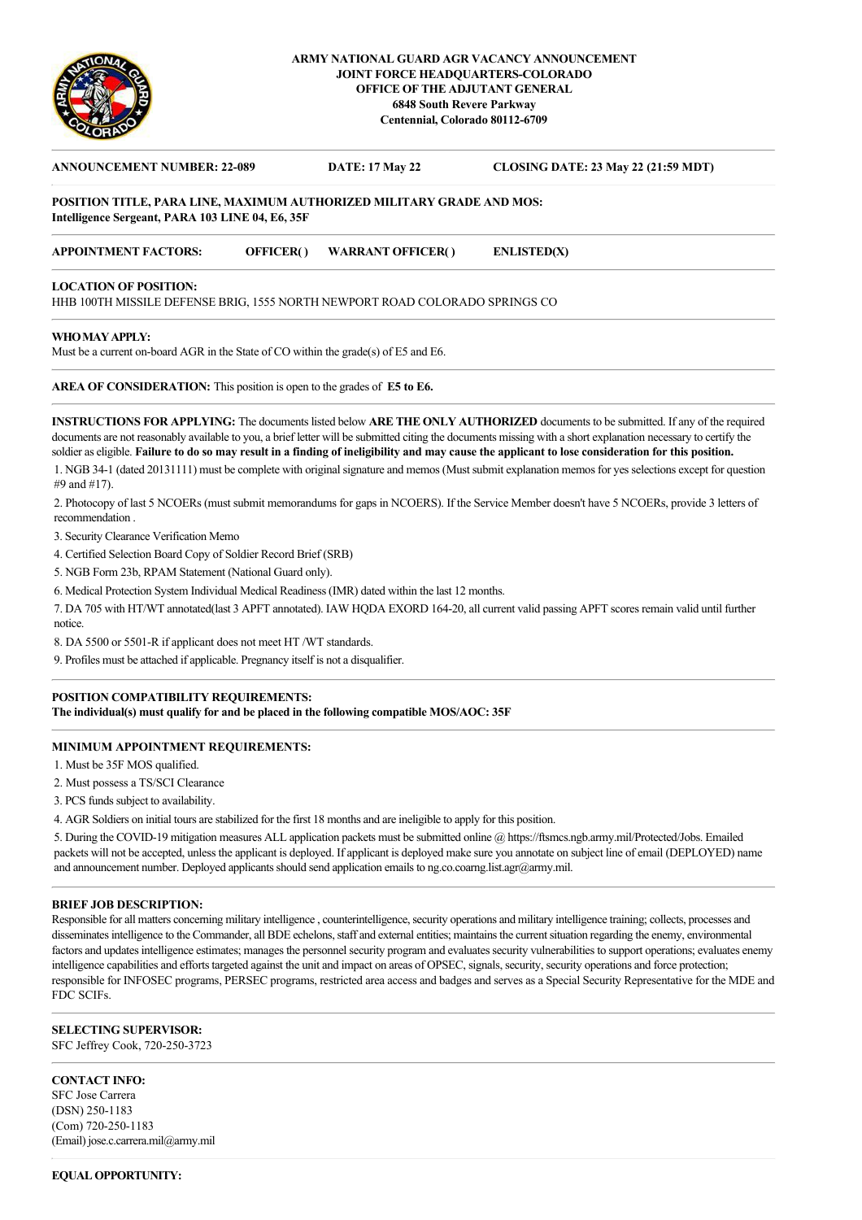**ARMY NATIONAL GUARD AGR VACANCY ANNOUNCEMENT**
**JOINT FORCE HEADQUARTERS-COLORADO**
**OFFICE OF THE ADJUTANT GENERAL**
**6848 South Revere Parkway**
**Centennial, Colorado 80112-6709**

**ANNOUNCEMENT NUMBER: 22-089** **DATE: 17 May 22** **CLOSING DATE: 23 May 22 (21:59 MDT)**

**POSITION TITLE, PARA LINE, MAXIMUM AUTHORIZED MILITARY GRADE AND MOS:**
**Intelligence Sergeant, PARA 103 LINE 04, E6, 35F**

**APPOINTMENT FACTORS:** **OFFICER( )** **WARRANT OFFICER( )** **ENLISTED(X)**

**LOCATION OF POSITION:**
HHB 100TH MISSILE DEFENSE BRIG, 1555 NORTH NEWPORT ROAD COLORADO SPRINGS CO

**WHO MAY APPLY:**
Must be a current on-board AGR in the State of CO within the grade(s) of E5 and E6.

**AREA OF CONSIDERATION:** This position is open to the grades of **E5 to E6.**

**INSTRUCTIONS FOR APPLYING:** The documents listed below **ARE THE ONLY AUTHORIZED** documents to be submitted. If any of the required documents are not reasonably available to you, a brief letter will be submitted citing the documents missing with a short explanation necessary to certify the soldier as eligible. **Failure to do so may result in a finding of ineligibility and may cause the applicant to lose consideration for this position.**

1. NGB 34-1 (dated 20131111) must be complete with original signature and memos (Must submit explanation memos for yes selections except for question #9 and #17).
2. Photocopy of last 5 NCOERs (must submit memorandums for gaps in NCOERS). If the Service Member doesn't have 5 NCOERs, provide 3 letters of recommendation .
3. Security Clearance Verification Memo
4. Certified Selection Board Copy of Soldier Record Brief (SRB)
5. NGB Form 23b, RPAM Statement (National Guard only).
6. Medical Protection System Individual Medical Readiness (IMR) dated within the last 12 months.
7. DA 705 with HT/WT annotated(last 3 APFT annotated). IAW HQDA EXORD 164-20, all current valid passing APFT scores remain valid until further notice.
8. DA 5500 or 5501-R if applicant does not meet HT /WT standards.
9. Profiles must be attached if applicable. Pregnancy itself is not a disqualifier.

**POSITION COMPATIBILITY REQUIREMENTS:**
**The individual(s) must qualify for and be placed in the following compatible MOS/AOC: 35F**

**MINIMUM APPOINTMENT REQUIREMENTS:**

1. Must be 35F MOS qualified.
2. Must possess a TS/SCI Clearance
3. PCS funds subject to availability.
4. AGR Soldiers on initial tours are stabilized for the first 18 months and are ineligible to apply for this position.
5. During the COVID-19 mitigation measures ALL application packets must be submitted online @ https://ftsmcs.ngb.army.mil/Protected/Jobs. Emailed packets will not be accepted, unless the applicant is deployed. If applicant is deployed make sure you annotate on subject line of email (DEPLOYED) name and announcement number. Deployed applicants should send application emails to ng.co.coarng.list.agr@army.mil.

**BRIEF JOB DESCRIPTION:**
Responsible for all matters concerning military intelligence , counterintelligence, security operations and military intelligence training; collects, processes and disseminates intelligence to the Commander, all BDE echelons, staff and external entities; maintains the current situation regarding the enemy, environmental factors and updates intelligence estimates; manages the personnel security program and evaluates security vulnerabilities to support operations; evaluates enemy intelligence capabilities and efforts targeted against the unit and impact on areas of OPSEC, signals, security, security operations and force protection; responsible for INFOSEC programs, PERSEC programs, restricted area access and badges and serves as a Special Security Representative for the MDE and FDC SCIFs.

**SELECTING SUPERVISOR:**
SFC Jeffrey Cook, 720-250-3723

**CONTACT INFO:**
SFC Jose Carrera
(DSN) 250-1183
(Com) 720-250-1183
(Email) jose.c.carrera.mil@army.mil

**EQUAL OPPORTUNITY:**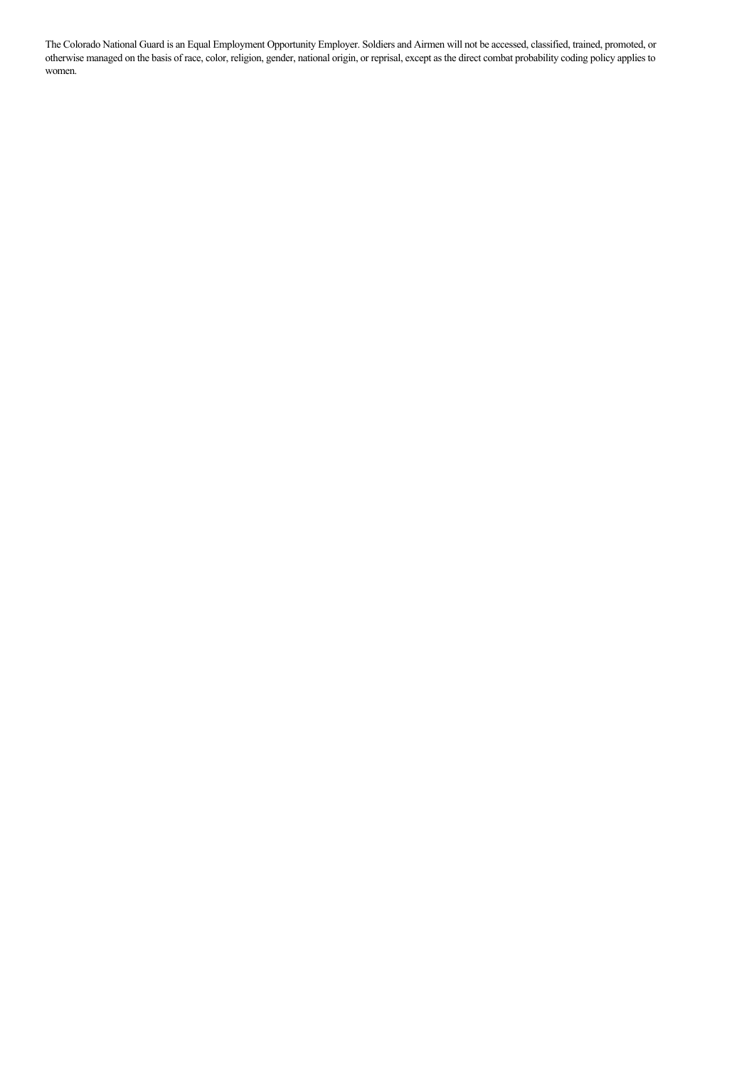The Colorado National Guard is an Equal Employment Opportunity Employer. Soldiers and Airmen will not be accessed, classified, trained, promoted, or otherwise managed on the basis of race, color, religion, gender, national origin, or reprisal, except as the direct combat probability coding policy applies to women.